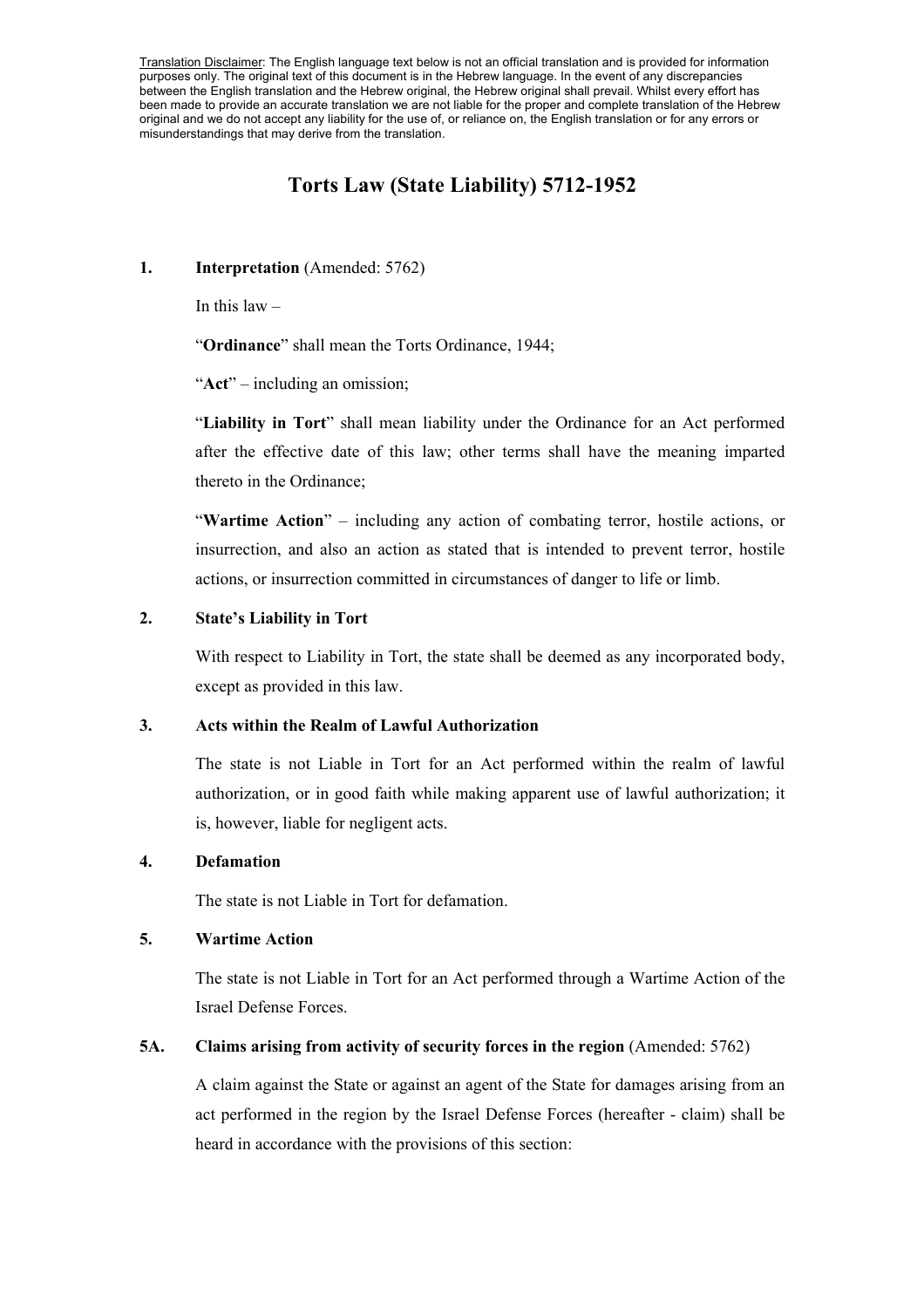Translation Disclaimer: The English language text below is not an official translation and is provided for information purposes only. The original text of this document is in the Hebrew language. In the event of any discrepancies between the English translation and the Hebrew original, the Hebrew original shall prevail. Whilst every effort has been made to provide an accurate translation we are not liable for the proper and complete translation of the Hebrew original and we do not accept any liability for the use of, or reliance on, the English translation or for any errors or misunderstandings that may derive from the translation.

# Torts Law (State Liability) 5712-1952

**1. Interpretation** (Amended: 5762)

In this law –

"**Ordinance**" shall mean the Torts Ordinance, 1944;

"**Act**" – including an omission;

"**Liability in Tort**" shall mean liability under the Ordinance for an Act performed after the effective date of this law; other terms shall have the meaning imparted thereto in the Ordinance;

"**Wartime Action**" – including any action of combating terror, hostile actions, or insurrection, and also an action as stated that is intended to prevent terror, hostile actions, or insurrection committed in circumstances of danger to life or limb.

**2. State's Liability in Tort**

With respect to Liability in Tort, the state shall be deemed as any incorporated body, except as provided in this law.

**3. Acts within the Realm of Lawful Authorization**

The state is not Liable in Tort for an Act performed within the realm of lawful authorization, or in good faith while making apparent use of lawful authorization; it is, however, liable for negligent acts.

**4. Defamation**

The state is not Liable in Tort for defamation.

**5. Wartime Action**

The state is not Liable in Tort for an Act performed through a Wartime Action of the Israel Defense Forces.

**5A. Claims arising from activity of security forces in the region** (Amended: 5762)

A claim against the State or against an agent of the State for damages arising from an act performed in the region by the Israel Defense Forces (hereafter - claim) shall be heard in accordance with the provisions of this section: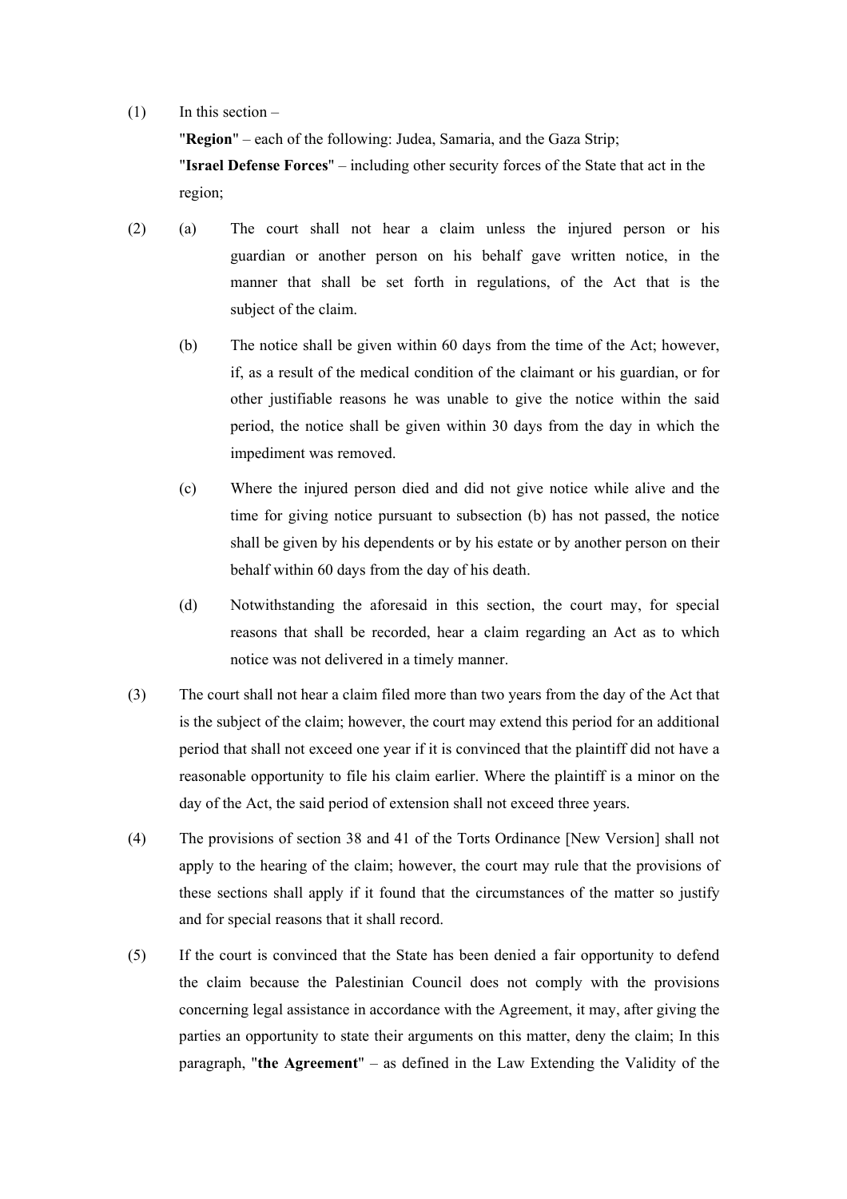(1) In this section –

"**Region**" – each of the following: Judea, Samaria, and the Gaza Strip;

"**Israel Defense Forces**" – including other security forces of the State that act in the region;

(2) (a) The court shall not hear a claim unless the injured person or his guardian or another person on his behalf gave written notice, in the manner that shall be set forth in regulations, of the Act that is the subject of the claim.

(b) The notice shall be given within 60 days from the time of the Act; however, if, as a result of the medical condition of the claimant or his guardian, or for other justifiable reasons he was unable to give the notice within the said period, the notice shall be given within 30 days from the day in which the impediment was removed.

(c) Where the injured person died and did not give notice while alive and the time for giving notice pursuant to subsection (b) has not passed, the notice shall be given by his dependents or by his estate or by another person on their behalf within 60 days from the day of his death.

(d) Notwithstanding the aforesaid in this section, the court may, for special reasons that shall be recorded, hear a claim regarding an Act as to which notice was not delivered in a timely manner.

(3) The court shall not hear a claim filed more than two years from the day of the Act that is the subject of the claim; however, the court may extend this period for an additional period that shall not exceed one year if it is convinced that the plaintiff did not have a reasonable opportunity to file his claim earlier. Where the plaintiff is a minor on the day of the Act, the said period of extension shall not exceed three years.

(4) The provisions of section 38 and 41 of the Torts Ordinance [New Version] shall not apply to the hearing of the claim; however, the court may rule that the provisions of these sections shall apply if it found that the circumstances of the matter so justify and for special reasons that it shall record.

(5) If the court is convinced that the State has been denied a fair opportunity to defend the claim because the Palestinian Council does not comply with the provisions concerning legal assistance in accordance with the Agreement, it may, after giving the parties an opportunity to state their arguments on this matter, deny the claim; In this paragraph, "**the Agreement**" – as defined in the Law Extending the Validity of the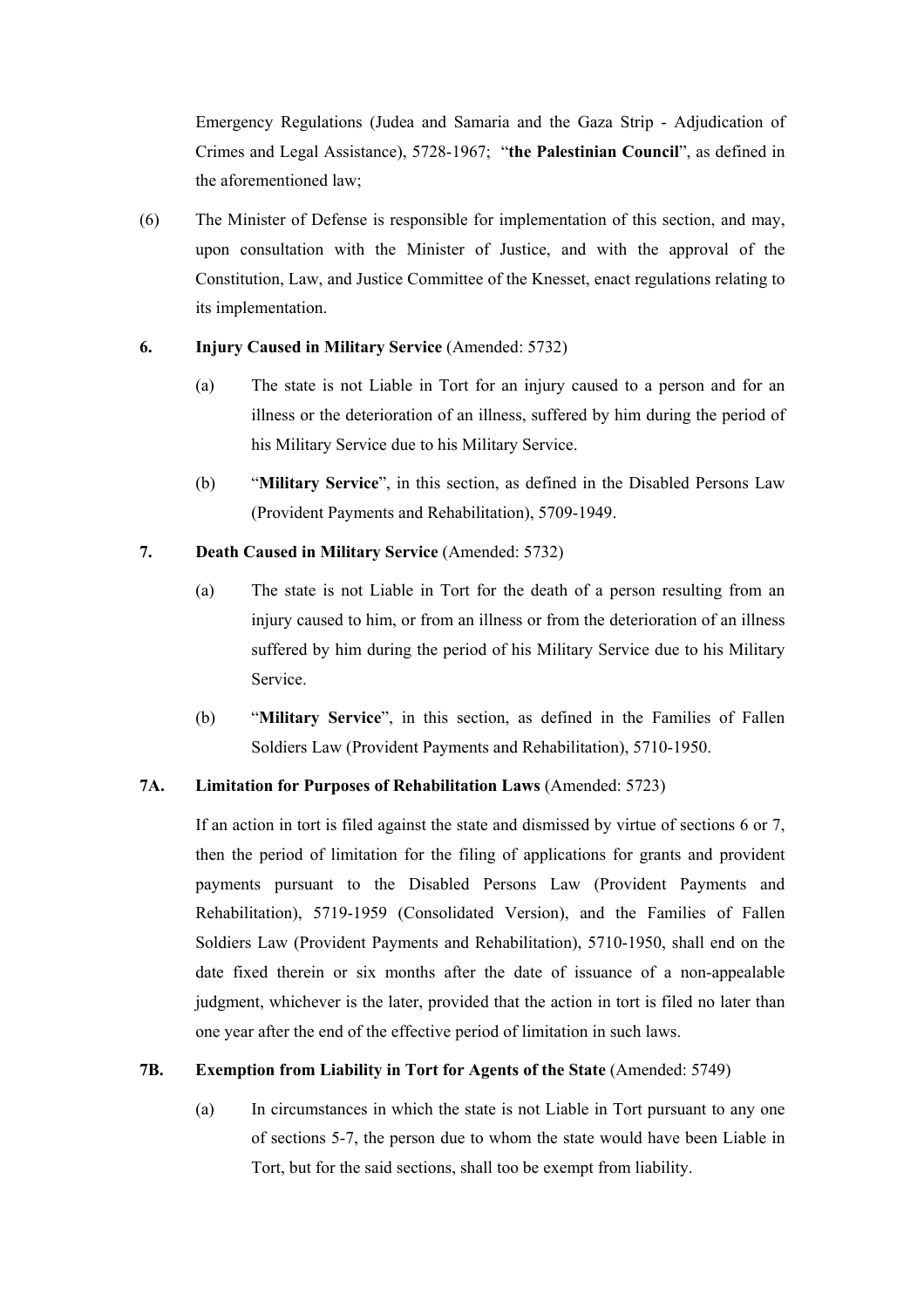Emergency Regulations (Judea and Samaria and the Gaza Strip - Adjudication of Crimes and Legal Assistance), 5728-1967; "**the Palestinian Council**", as defined in the aforementioned law;

(6) The Minister of Defense is responsible for implementation of this section, and may, upon consultation with the Minister of Justice, and with the approval of the Constitution, Law, and Justice Committee of the Knesset, enact regulations relating to its implementation.

**6. Injury Caused in Military Service** (Amended: 5732)

(a) The state is not Liable in Tort for an injury caused to a person and for an illness or the deterioration of an illness, suffered by him during the period of his Military Service due to his Military Service.

(b) "**Military Service**", in this section, as defined in the Disabled Persons Law (Provident Payments and Rehabilitation), 5709-1949.

**7. Death Caused in Military Service** (Amended: 5732)

(a) The state is not Liable in Tort for the death of a person resulting from an injury caused to him, or from an illness or from the deterioration of an illness suffered by him during the period of his Military Service due to his Military Service.

(b) "**Military Service**", in this section, as defined in the Families of Fallen Soldiers Law (Provident Payments and Rehabilitation), 5710-1950.

**7A. Limitation for Purposes of Rehabilitation Laws** (Amended: 5723)

If an action in tort is filed against the state and dismissed by virtue of sections 6 or 7, then the period of limitation for the filing of applications for grants and provident payments pursuant to the Disabled Persons Law (Provident Payments and Rehabilitation), 5719-1959 (Consolidated Version), and the Families of Fallen Soldiers Law (Provident Payments and Rehabilitation), 5710-1950, shall end on the date fixed therein or six months after the date of issuance of a non-appealable judgment, whichever is the later, provided that the action in tort is filed no later than one year after the end of the effective period of limitation in such laws.

**7B. Exemption from Liability in Tort for Agents of the State** (Amended: 5749)

(a) In circumstances in which the state is not Liable in Tort pursuant to any one of sections 5-7, the person due to whom the state would have been Liable in Tort, but for the said sections, shall too be exempt from liability.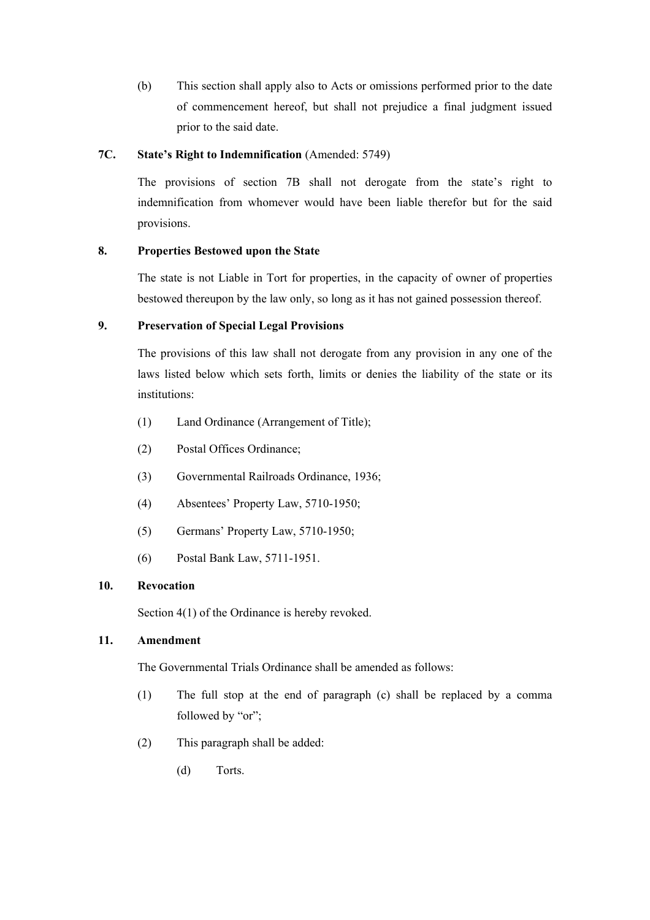(b) This section shall apply also to Acts or omissions performed prior to the date of commencement hereof, but shall not prejudice a final judgment issued prior to the said date.

**7C. State's Right to Indemnification** (Amended: 5749)

The provisions of section 7B shall not derogate from the state's right to indemnification from whomever would have been liable therefor but for the said provisions.

**8. Properties Bestowed upon the State**

The state is not Liable in Tort for properties, in the capacity of owner of properties bestowed thereupon by the law only, so long as it has not gained possession thereof.

**9. Preservation of Special Legal Provisions**

The provisions of this law shall not derogate from any provision in any one of the laws listed below which sets forth, limits or denies the liability of the state or its institutions:

(1) Land Ordinance (Arrangement of Title);

(2) Postal Offices Ordinance;

(3) Governmental Railroads Ordinance, 1936;

(4) Absentees' Property Law, 5710-1950;

(5) Germans' Property Law, 5710-1950;

(6) Postal Bank Law, 5711-1951.

**10. Revocation**

Section 4(1) of the Ordinance is hereby revoked.

**11. Amendment**

The Governmental Trials Ordinance shall be amended as follows:

(1) The full stop at the end of paragraph (c) shall be replaced by a comma followed by "or";

(2) This paragraph shall be added:

(d) Torts.